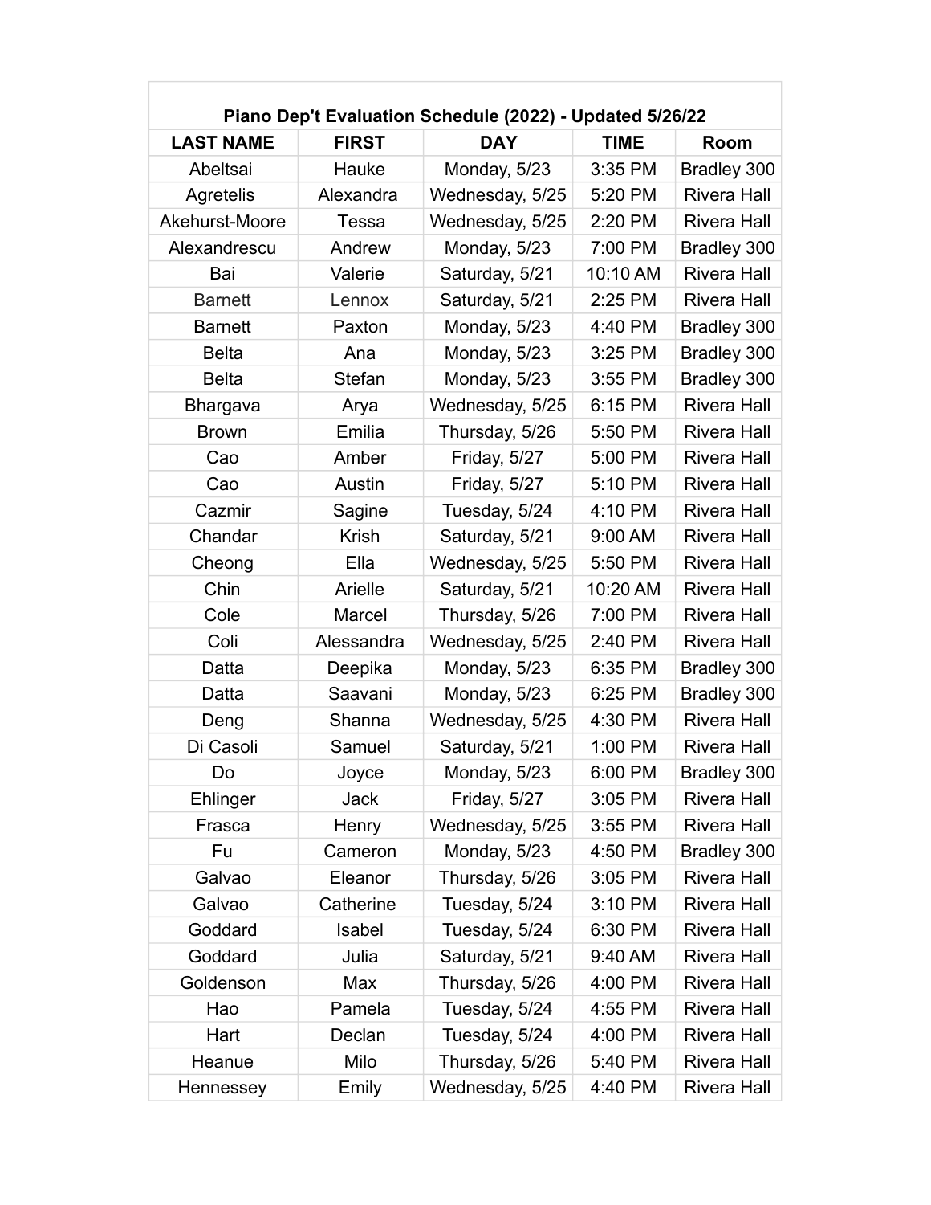**Piano Dep't Evaluation Schedule (2022) - Updated 5/26/22**

| LAST NAME | FIRST | DAY | TIME | Room |
|---|---|---|---|---|
| Abeltsai | Hauke | Monday, 5/23 | 3:35 PM | Bradley 300 |
| Agretelis | Alexandra | Wednesday, 5/25 | 5:20 PM | Rivera Hall |
| Akehurst-Moore | Tessa | Wednesday, 5/25 | 2:20 PM | Rivera Hall |
| Alexandrescu | Andrew | Monday, 5/23 | 7:00 PM | Bradley 300 |
| Bai | Valerie | Saturday, 5/21 | 10:10 AM | Rivera Hall |
| Barnett | Lennox | Saturday, 5/21 | 2:25 PM | Rivera Hall |
| Barnett | Paxton | Monday, 5/23 | 4:40 PM | Bradley 300 |
| Belta | Ana | Monday, 5/23 | 3:25 PM | Bradley 300 |
| Belta | Stefan | Monday, 5/23 | 3:55 PM | Bradley 300 |
| Bhargava | Arya | Wednesday, 5/25 | 6:15 PM | Rivera Hall |
| Brown | Emilia | Thursday, 5/26 | 5:50 PM | Rivera Hall |
| Cao | Amber | Friday, 5/27 | 5:00 PM | Rivera Hall |
| Cao | Austin | Friday, 5/27 | 5:10 PM | Rivera Hall |
| Cazmir | Sagine | Tuesday, 5/24 | 4:10 PM | Rivera Hall |
| Chandar | Krish | Saturday, 5/21 | 9:00 AM | Rivera Hall |
| Cheong | Ella | Wednesday, 5/25 | 5:50 PM | Rivera Hall |
| Chin | Arielle | Saturday, 5/21 | 10:20 AM | Rivera Hall |
| Cole | Marcel | Thursday, 5/26 | 7:00 PM | Rivera Hall |
| Coli | Alessandra | Wednesday, 5/25 | 2:40 PM | Rivera Hall |
| Datta | Deepika | Monday, 5/23 | 6:35 PM | Bradley 300 |
| Datta | Saavani | Monday, 5/23 | 6:25 PM | Bradley 300 |
| Deng | Shanna | Wednesday, 5/25 | 4:30 PM | Rivera Hall |
| Di Casoli | Samuel | Saturday, 5/21 | 1:00 PM | Rivera Hall |
| Do | Joyce | Monday, 5/23 | 6:00 PM | Bradley 300 |
| Ehlinger | Jack | Friday, 5/27 | 3:05 PM | Rivera Hall |
| Frasca | Henry | Wednesday, 5/25 | 3:55 PM | Rivera Hall |
| Fu | Cameron | Monday, 5/23 | 4:50 PM | Bradley 300 |
| Galvao | Eleanor | Thursday, 5/26 | 3:05 PM | Rivera Hall |
| Galvao | Catherine | Tuesday, 5/24 | 3:10 PM | Rivera Hall |
| Goddard | Isabel | Tuesday, 5/24 | 6:30 PM | Rivera Hall |
| Goddard | Julia | Saturday, 5/21 | 9:40 AM | Rivera Hall |
| Goldenson | Max | Thursday, 5/26 | 4:00 PM | Rivera Hall |
| Hao | Pamela | Tuesday, 5/24 | 4:55 PM | Rivera Hall |
| Hart | Declan | Tuesday, 5/24 | 4:00 PM | Rivera Hall |
| Heanue | Milo | Thursday, 5/26 | 5:40 PM | Rivera Hall |
| Hennessey | Emily | Wednesday, 5/25 | 4:40 PM | Rivera Hall |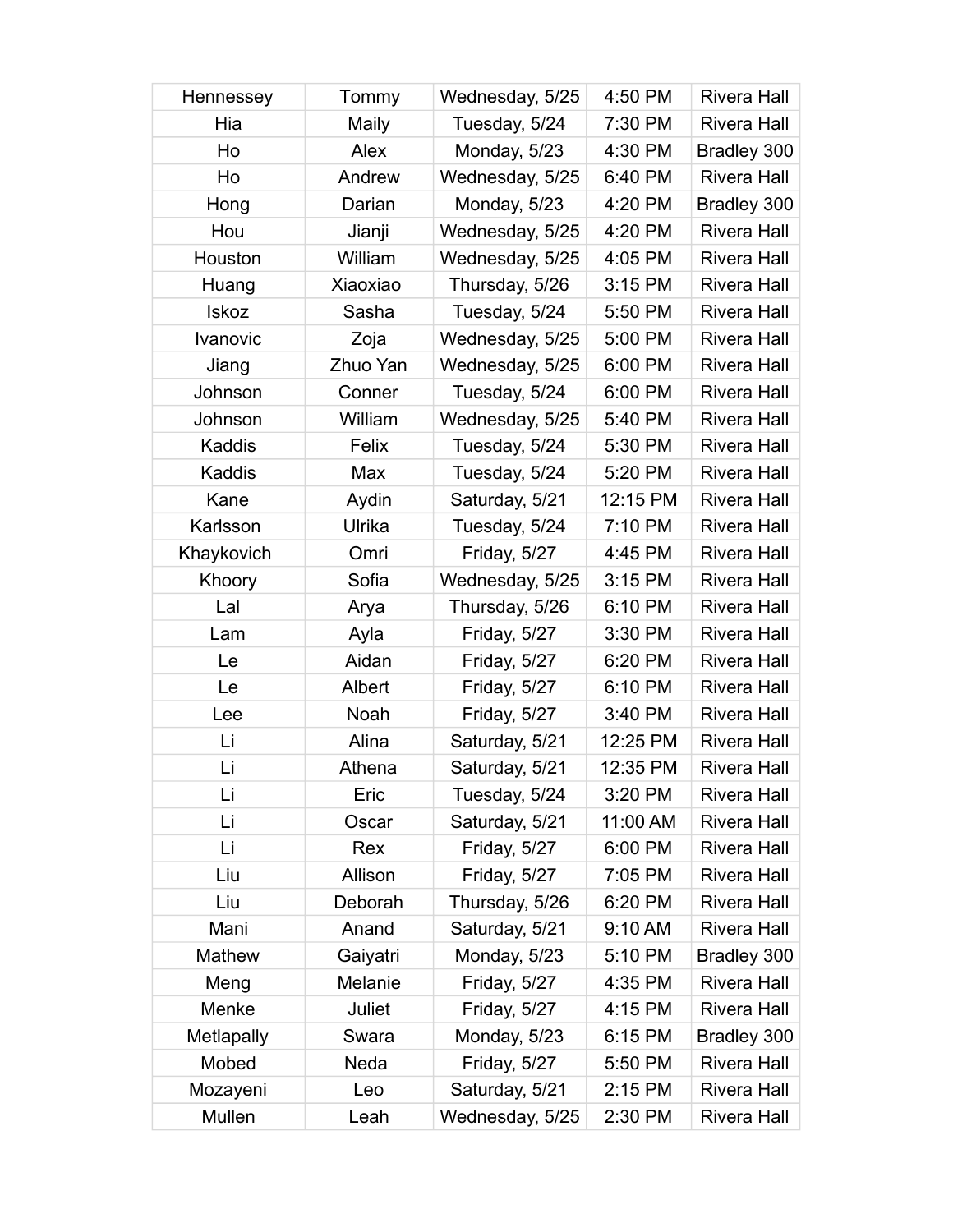| | | | | |
|---|---|---|---|---|
| Hennessey | Tommy | Wednesday, 5/25 | 4:50 PM | Rivera Hall |
| Hia | Maily | Tuesday, 5/24 | 7:30 PM | Rivera Hall |
| Ho | Alex | Monday, 5/23 | 4:30 PM | Bradley 300 |
| Ho | Andrew | Wednesday, 5/25 | 6:40 PM | Rivera Hall |
| Hong | Darian | Monday, 5/23 | 4:20 PM | Bradley 300 |
| Hou | Jianji | Wednesday, 5/25 | 4:20 PM | Rivera Hall |
| Houston | William | Wednesday, 5/25 | 4:05 PM | Rivera Hall |
| Huang | Xiaoxiao | Thursday, 5/26 | 3:15 PM | Rivera Hall |
| Iskoz | Sasha | Tuesday, 5/24 | 5:50 PM | Rivera Hall |
| Ivanovic | Zoja | Wednesday, 5/25 | 5:00 PM | Rivera Hall |
| Jiang | Zhuo Yan | Wednesday, 5/25 | 6:00 PM | Rivera Hall |
| Johnson | Conner | Tuesday, 5/24 | 6:00 PM | Rivera Hall |
| Johnson | William | Wednesday, 5/25 | 5:40 PM | Rivera Hall |
| Kaddis | Felix | Tuesday, 5/24 | 5:30 PM | Rivera Hall |
| Kaddis | Max | Tuesday, 5/24 | 5:20 PM | Rivera Hall |
| Kane | Aydin | Saturday, 5/21 | 12:15 PM | Rivera Hall |
| Karlsson | Ulrika | Tuesday, 5/24 | 7:10 PM | Rivera Hall |
| Khaykovich | Omri | Friday, 5/27 | 4:45 PM | Rivera Hall |
| Khoory | Sofia | Wednesday, 5/25 | 3:15 PM | Rivera Hall |
| Lal | Arya | Thursday, 5/26 | 6:10 PM | Rivera Hall |
| Lam | Ayla | Friday, 5/27 | 3:30 PM | Rivera Hall |
| Le | Aidan | Friday, 5/27 | 6:20 PM | Rivera Hall |
| Le | Albert | Friday, 5/27 | 6:10 PM | Rivera Hall |
| Lee | Noah | Friday, 5/27 | 3:40 PM | Rivera Hall |
| Li | Alina | Saturday, 5/21 | 12:25 PM | Rivera Hall |
| Li | Athena | Saturday, 5/21 | 12:35 PM | Rivera Hall |
| Li | Eric | Tuesday, 5/24 | 3:20 PM | Rivera Hall |
| Li | Oscar | Saturday, 5/21 | 11:00 AM | Rivera Hall |
| Li | Rex | Friday, 5/27 | 6:00 PM | Rivera Hall |
| Liu | Allison | Friday, 5/27 | 7:05 PM | Rivera Hall |
| Liu | Deborah | Thursday, 5/26 | 6:20 PM | Rivera Hall |
| Mani | Anand | Saturday, 5/21 | 9:10 AM | Rivera Hall |
| Mathew | Gaiyatri | Monday, 5/23 | 5:10 PM | Bradley 300 |
| Meng | Melanie | Friday, 5/27 | 4:35 PM | Rivera Hall |
| Menke | Juliet | Friday, 5/27 | 4:15 PM | Rivera Hall |
| Metlapally | Swara | Monday, 5/23 | 6:15 PM | Bradley 300 |
| Mobed | Neda | Friday, 5/27 | 5:50 PM | Rivera Hall |
| Mozayeni | Leo | Saturday, 5/21 | 2:15 PM | Rivera Hall |
| Mullen | Leah | Wednesday, 5/25 | 2:30 PM | Rivera Hall |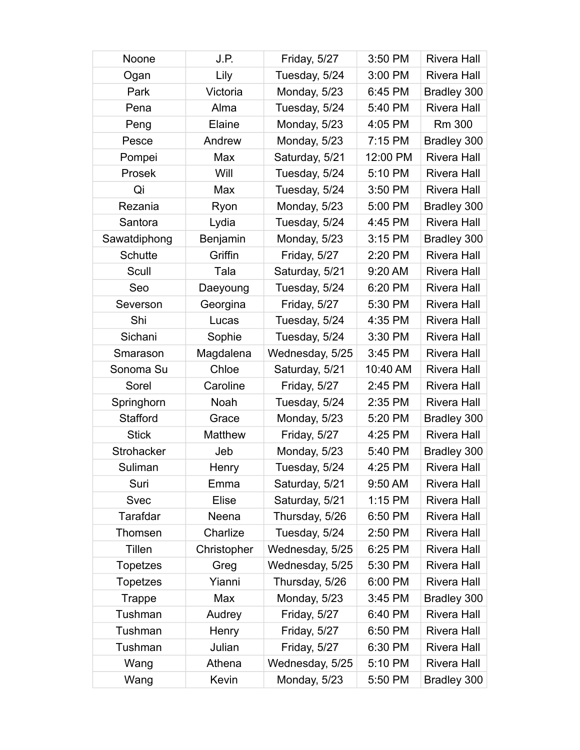| | | | | |
|---|---|---|---|---|
| Noone | J.P. | Friday, 5/27 | 3:50 PM | Rivera Hall |
| Ogan | Lily | Tuesday, 5/24 | 3:00 PM | Rivera Hall |
| Park | Victoria | Monday, 5/23 | 6:45 PM | Bradley 300 |
| Pena | Alma | Tuesday, 5/24 | 5:40 PM | Rivera Hall |
| Peng | Elaine | Monday, 5/23 | 4:05 PM | Rm 300 |
| Pesce | Andrew | Monday, 5/23 | 7:15 PM | Bradley 300 |
| Pompei | Max | Saturday, 5/21 | 12:00 PM | Rivera Hall |
| Prosek | Will | Tuesday, 5/24 | 5:10 PM | Rivera Hall |
| Qi | Max | Tuesday, 5/24 | 3:50 PM | Rivera Hall |
| Rezania | Ryon | Monday, 5/23 | 5:00 PM | Bradley 300 |
| Santora | Lydia | Tuesday, 5/24 | 4:45 PM | Rivera Hall |
| Sawatdiphong | Benjamin | Monday, 5/23 | 3:15 PM | Bradley 300 |
| Schutte | Griffin | Friday, 5/27 | 2:20 PM | Rivera Hall |
| Scull | Tala | Saturday, 5/21 | 9:20 AM | Rivera Hall |
| Seo | Daeyoung | Tuesday, 5/24 | 6:20 PM | Rivera Hall |
| Severson | Georgina | Friday, 5/27 | 5:30 PM | Rivera Hall |
| Shi | Lucas | Tuesday, 5/24 | 4:35 PM | Rivera Hall |
| Sichani | Sophie | Tuesday, 5/24 | 3:30 PM | Rivera Hall |
| Smarason | Magdalena | Wednesday, 5/25 | 3:45 PM | Rivera Hall |
| Sonoma Su | Chloe | Saturday, 5/21 | 10:40 AM | Rivera Hall |
| Sorel | Caroline | Friday, 5/27 | 2:45 PM | Rivera Hall |
| Springhorn | Noah | Tuesday, 5/24 | 2:35 PM | Rivera Hall |
| Stafford | Grace | Monday, 5/23 | 5:20 PM | Bradley 300 |
| Stick | Matthew | Friday, 5/27 | 4:25 PM | Rivera Hall |
| Strohacker | Jeb | Monday, 5/23 | 5:40 PM | Bradley 300 |
| Suliman | Henry | Tuesday, 5/24 | 4:25 PM | Rivera Hall |
| Suri | Emma | Saturday, 5/21 | 9:50 AM | Rivera Hall |
| Svec | Elise | Saturday, 5/21 | 1:15 PM | Rivera Hall |
| Tarafdar | Neena | Thursday, 5/26 | 6:50 PM | Rivera Hall |
| Thomsen | Charlize | Tuesday, 5/24 | 2:50 PM | Rivera Hall |
| Tillen | Christopher | Wednesday, 5/25 | 6:25 PM | Rivera Hall |
| Topetzes | Greg | Wednesday, 5/25 | 5:30 PM | Rivera Hall |
| Topetzes | Yianni | Thursday, 5/26 | 6:00 PM | Rivera Hall |
| Trappe | Max | Monday, 5/23 | 3:45 PM | Bradley 300 |
| Tushman | Audrey | Friday, 5/27 | 6:40 PM | Rivera Hall |
| Tushman | Henry | Friday, 5/27 | 6:50 PM | Rivera Hall |
| Tushman | Julian | Friday, 5/27 | 6:30 PM | Rivera Hall |
| Wang | Athena | Wednesday, 5/25 | 5:10 PM | Rivera Hall |
| Wang | Kevin | Monday, 5/23 | 5:50 PM | Bradley 300 |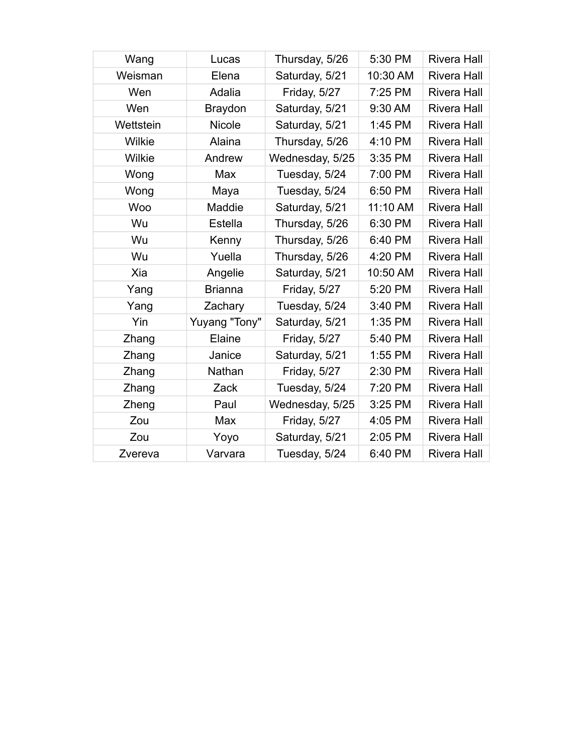| | | | | |
|---|---|---|---|---|
| Wang | Lucas | Thursday, 5/26 | 5:30 PM | Rivera Hall |
| Weisman | Elena | Saturday, 5/21 | 10:30 AM | Rivera Hall |
| Wen | Adalia | Friday, 5/27 | 7:25 PM | Rivera Hall |
| Wen | Braydon | Saturday, 5/21 | 9:30 AM | Rivera Hall |
| Wettstein | Nicole | Saturday, 5/21 | 1:45 PM | Rivera Hall |
| Wilkie | Alaina | Thursday, 5/26 | 4:10 PM | Rivera Hall |
| Wilkie | Andrew | Wednesday, 5/25 | 3:35 PM | Rivera Hall |
| Wong | Max | Tuesday, 5/24 | 7:00 PM | Rivera Hall |
| Wong | Maya | Tuesday, 5/24 | 6:50 PM | Rivera Hall |
| Woo | Maddie | Saturday, 5/21 | 11:10 AM | Rivera Hall |
| Wu | Estella | Thursday, 5/26 | 6:30 PM | Rivera Hall |
| Wu | Kenny | Thursday, 5/26 | 6:40 PM | Rivera Hall |
| Wu | Yuella | Thursday, 5/26 | 4:20 PM | Rivera Hall |
| Xia | Angelie | Saturday, 5/21 | 10:50 AM | Rivera Hall |
| Yang | Brianna | Friday, 5/27 | 5:20 PM | Rivera Hall |
| Yang | Zachary | Tuesday, 5/24 | 3:40 PM | Rivera Hall |
| Yin | Yuyang "Tony" | Saturday, 5/21 | 1:35 PM | Rivera Hall |
| Zhang | Elaine | Friday, 5/27 | 5:40 PM | Rivera Hall |
| Zhang | Janice | Saturday, 5/21 | 1:55 PM | Rivera Hall |
| Zhang | Nathan | Friday, 5/27 | 2:30 PM | Rivera Hall |
| Zhang | Zack | Tuesday, 5/24 | 7:20 PM | Rivera Hall |
| Zheng | Paul | Wednesday, 5/25 | 3:25 PM | Rivera Hall |
| Zou | Max | Friday, 5/27 | 4:05 PM | Rivera Hall |
| Zou | Yoyo | Saturday, 5/21 | 2:05 PM | Rivera Hall |
| Zvereva | Varvara | Tuesday, 5/24 | 6:40 PM | Rivera Hall |